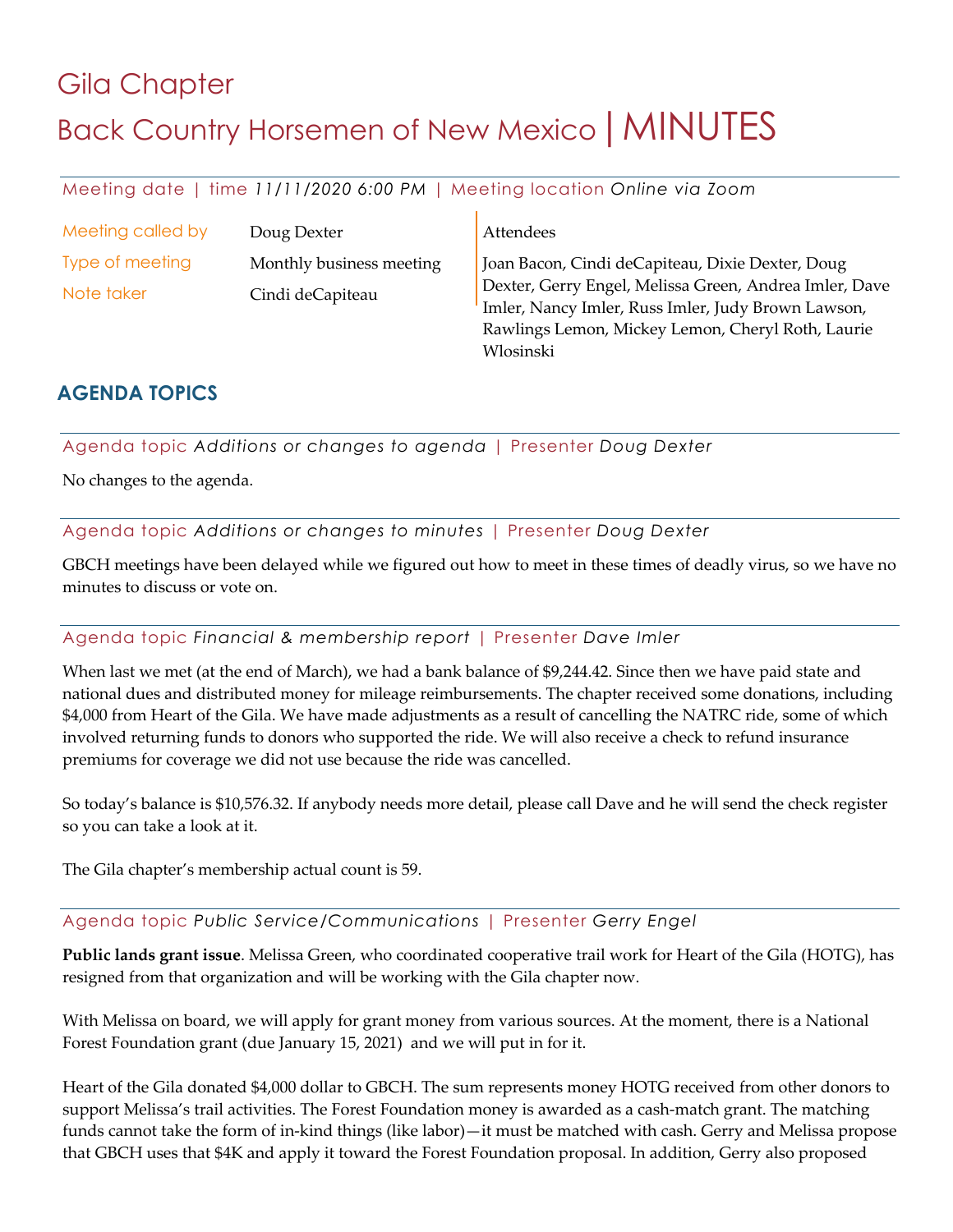# Gila Chapter

# Back Country Horsemen of New Mexico | MINUTES

Meeting date | time *11/11/2020 6:00 PM* | Meeting location *Online via Zoom*

| | | |
|---|---|---|
| Meeting called by | Doug Dexter | Attendees |
| Type of meeting | Monthly business meeting | Joan Bacon, Cindi deCapiteau, Dixie Dexter, Doug Dexter, Gerry Engel, Melissa Green, Andrea Imler, Dave Imler, Nancy Imler, Russ Imler, Judy Brown Lawson, Rawlings Lemon, Mickey Lemon, Cheryl Roth, Laurie Wlosinski |
| Note taker | Cindi deCapiteau | |

## AGENDA TOPICS

Agenda topic *Additions or changes to agenda* | Presenter *Doug Dexter*

No changes to the agenda.

Agenda topic *Additions or changes to minutes* | Presenter *Doug Dexter*

GBCH meetings have been delayed while we figured out how to meet in these times of deadly virus, so we have no minutes to discuss or vote on.

Agenda topic *Financial & membership report* | Presenter *Dave Imler*

When last we met (at the end of March), we had a bank balance of $9,244.42. Since then we have paid state and national dues and distributed money for mileage reimbursements. The chapter received some donations, including $4,000 from Heart of the Gila. We have made adjustments as a result of cancelling the NATRC ride, some of which involved returning funds to donors who supported the ride. We will also receive a check to refund insurance premiums for coverage we did not use because the ride was cancelled.

So today's balance is $10,576.32. If anybody needs more detail, please call Dave and he will send the check register so you can take a look at it.

The Gila chapter's membership actual count is 59.

Agenda topic *Public Service/Communications* | Presenter *Gerry Engel*

**Public lands grant issue**. Melissa Green, who coordinated cooperative trail work for Heart of the Gila (HOTG), has resigned from that organization and will be working with the Gila chapter now.

With Melissa on board, we will apply for grant money from various sources. At the moment, there is a National Forest Foundation grant (due January 15, 2021) and we will put in for it.

Heart of the Gila donated $4,000 dollar to GBCH. The sum represents money HOTG received from other donors to support Melissa's trail activities. The Forest Foundation money is awarded as a cash-match grant. The matching funds cannot take the form of in-kind things (like labor)—it must be matched with cash. Gerry and Melissa propose that GBCH uses that $4K and apply it toward the Forest Foundation proposal. In addition, Gerry also proposed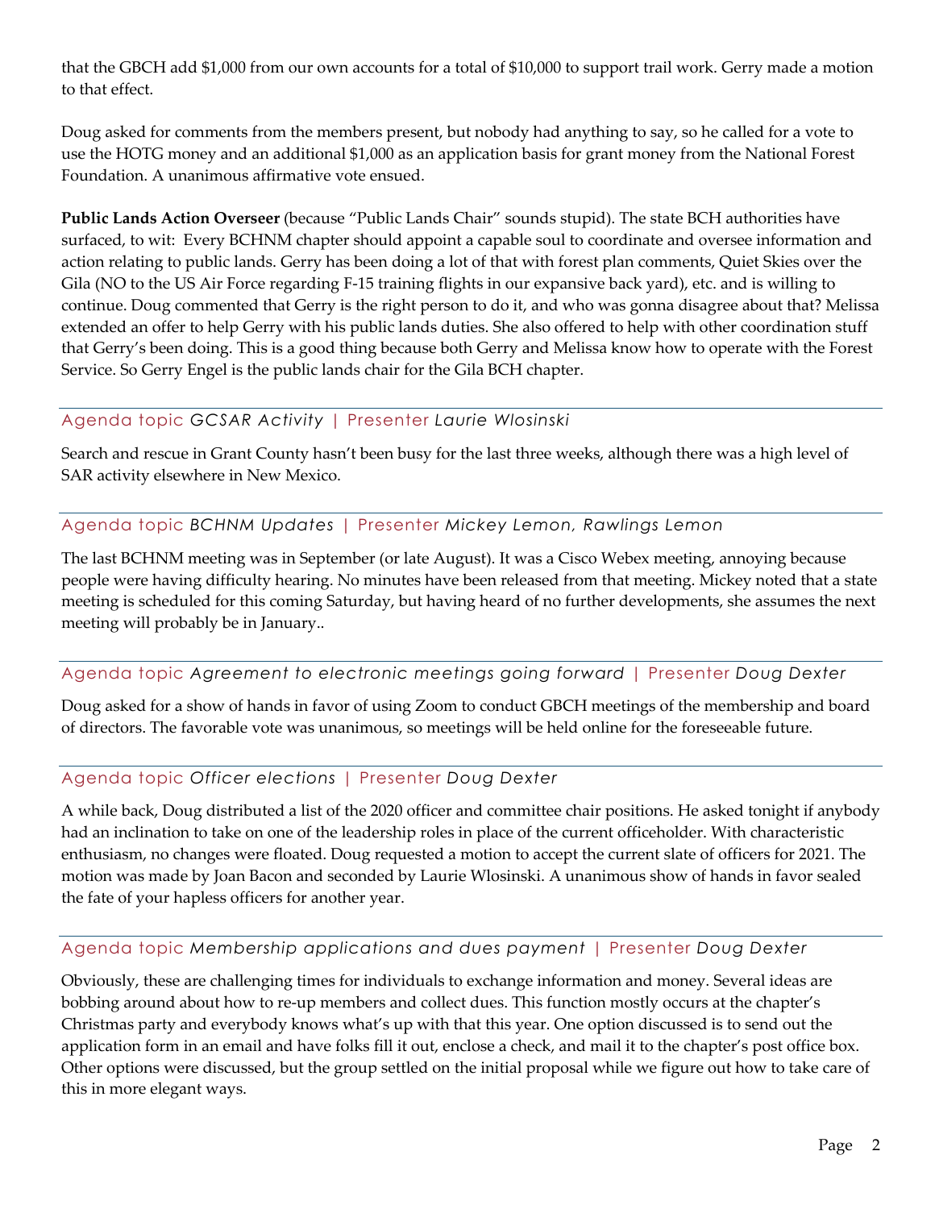that the GBCH add $1,000 from our own accounts for a total of $10,000 to support trail work. Gerry made a motion to that effect.

Doug asked for comments from the members present, but nobody had anything to say, so he called for a vote to use the HOTG money and an additional $1,000 as an application basis for grant money from the National Forest Foundation. A unanimous affirmative vote ensued.

**Public Lands Action Overseer** (because "Public Lands Chair" sounds stupid). The state BCH authorities have surfaced, to wit: Every BCHNM chapter should appoint a capable soul to coordinate and oversee information and action relating to public lands. Gerry has been doing a lot of that with forest plan comments, Quiet Skies over the Gila (NO to the US Air Force regarding F-15 training flights in our expansive back yard), etc. and is willing to continue. Doug commented that Gerry is the right person to do it, and who was gonna disagree about that? Melissa extended an offer to help Gerry with his public lands duties. She also offered to help with other coordination stuff that Gerry's been doing. This is a good thing because both Gerry and Melissa know how to operate with the Forest Service. So Gerry Engel is the public lands chair for the Gila BCH chapter.

### Agenda topic *GCSAR Activity* | Presenter *Laurie Wlosinski*

Search and rescue in Grant County hasn't been busy for the last three weeks, although there was a high level of SAR activity elsewhere in New Mexico.

### Agenda topic *BCHNM Updates* | Presenter *Mickey Lemon, Rawlings Lemon*

The last BCHNM meeting was in September (or late August). It was a Cisco Webex meeting, annoying because people were having difficulty hearing. No minutes have been released from that meeting. Mickey noted that a state meeting is scheduled for this coming Saturday, but having heard of no further developments, she assumes the next meeting will probably be in January..

### Agenda topic *Agreement to electronic meetings going forward* | Presenter *Doug Dexter*

Doug asked for a show of hands in favor of using Zoom to conduct GBCH meetings of the membership and board of directors. The favorable vote was unanimous, so meetings will be held online for the foreseeable future.

### Agenda topic *Officer elections* | Presenter *Doug Dexter*

A while back, Doug distributed a list of the 2020 officer and committee chair positions. He asked tonight if anybody had an inclination to take on one of the leadership roles in place of the current officeholder. With characteristic enthusiasm, no changes were floated. Doug requested a motion to accept the current slate of officers for 2021. The motion was made by Joan Bacon and seconded by Laurie Wlosinski. A unanimous show of hands in favor sealed the fate of your hapless officers for another year.

### Agenda topic *Membership applications and dues payment* | Presenter *Doug Dexter*

Obviously, these are challenging times for individuals to exchange information and money. Several ideas are bobbing around about how to re-up members and collect dues. This function mostly occurs at the chapter's Christmas party and everybody knows what's up with that this year. One option discussed is to send out the application form in an email and have folks fill it out, enclose a check, and mail it to the chapter's post office box. Other options were discussed, but the group settled on the initial proposal while we figure out how to take care of this in more elegant ways.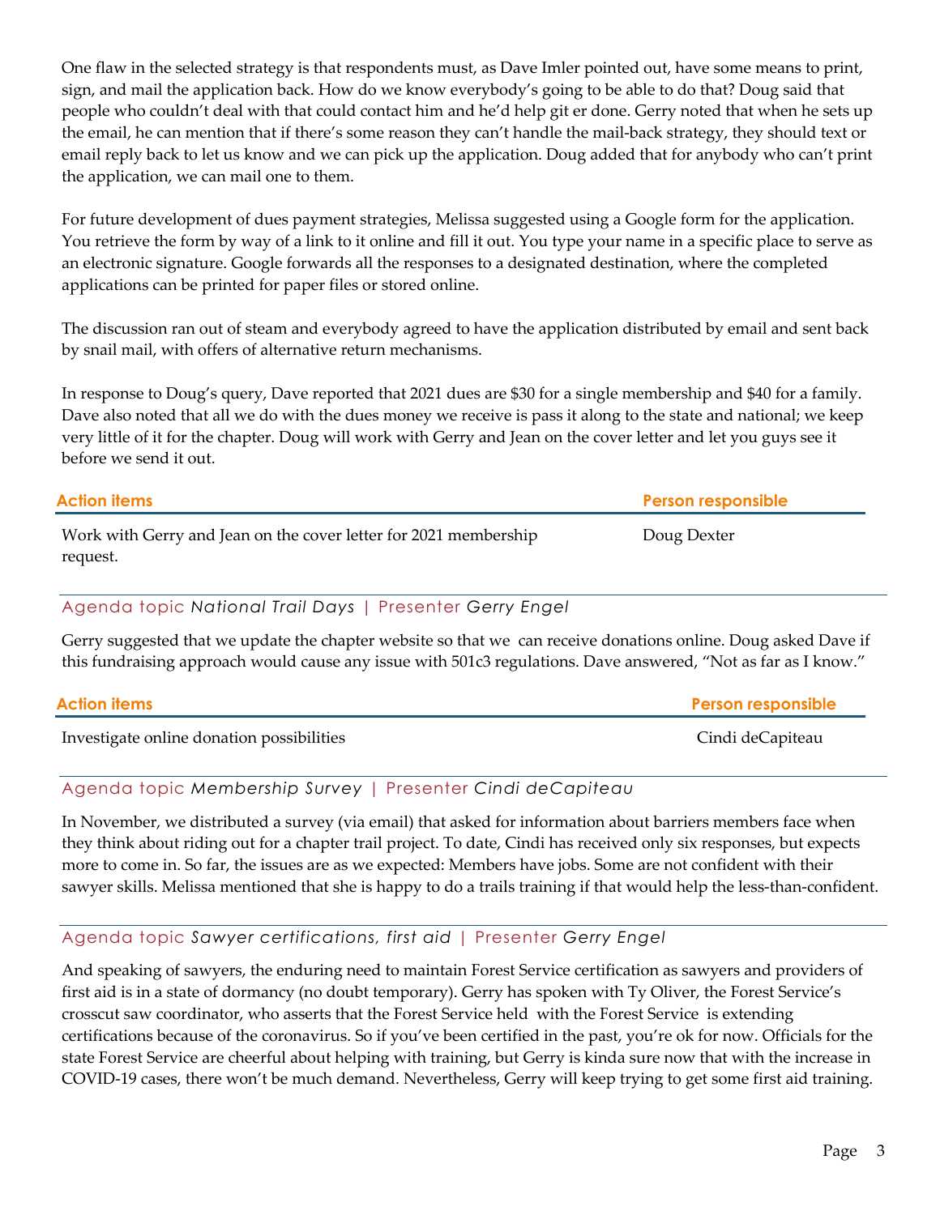One flaw in the selected strategy is that respondents must, as Dave Imler pointed out, have some means to print, sign, and mail the application back. How do we know everybody's going to be able to do that? Doug said that people who couldn't deal with that could contact him and he'd help git er done. Gerry noted that when he sets up the email, he can mention that if there's some reason they can't handle the mail-back strategy, they should text or email reply back to let us know and we can pick up the application. Doug added that for anybody who can't print the application, we can mail one to them.

For future development of dues payment strategies, Melissa suggested using a Google form for the application. You retrieve the form by way of a link to it online and fill it out. You type your name in a specific place to serve as an electronic signature. Google forwards all the responses to a designated destination, where the completed applications can be printed for paper files or stored online.

The discussion ran out of steam and everybody agreed to have the application distributed by email and sent back by snail mail, with offers of alternative return mechanisms.

In response to Doug's query, Dave reported that 2021 dues are $30 for a single membership and $40 for a family. Dave also noted that all we do with the dues money we receive is pass it along to the state and national; we keep very little of it for the chapter. Doug will work with Gerry and Jean on the cover letter and let you guys see it before we send it out.

| Action items | Person responsible |
| --- | --- |
| Work with Gerry and Jean on the cover letter for 2021 membership request. | Doug Dexter |

### Agenda topic *National Trail Days* | Presenter *Gerry Engel*

Gerry suggested that we update the chapter website so that we can receive donations online. Doug asked Dave if this fundraising approach would cause any issue with 501c3 regulations. Dave answered, "Not as far as I know."

| Action items | Person responsible |
| --- | --- |
| Investigate online donation possibilities | Cindi deCapiteau |

### Agenda topic *Membership Survey* | Presenter *Cindi deCapiteau*

In November, we distributed a survey (via email) that asked for information about barriers members face when they think about riding out for a chapter trail project. To date, Cindi has received only six responses, but expects more to come in. So far, the issues are as we expected: Members have jobs. Some are not confident with their sawyer skills. Melissa mentioned that she is happy to do a trails training if that would help the less-than-confident.

### Agenda topic *Sawyer certifications, first aid* | Presenter *Gerry Engel*

And speaking of sawyers, the enduring need to maintain Forest Service certification as sawyers and providers of first aid is in a state of dormancy (no doubt temporary). Gerry has spoken with Ty Oliver, the Forest Service's crosscut saw coordinator, who asserts that the Forest Service held with the Forest Service is extending certifications because of the coronavirus. So if you've been certified in the past, you're ok for now. Officials for the state Forest Service are cheerful about helping with training, but Gerry is kinda sure now that with the increase in COVID-19 cases, there won't be much demand. Nevertheless, Gerry will keep trying to get some first aid training.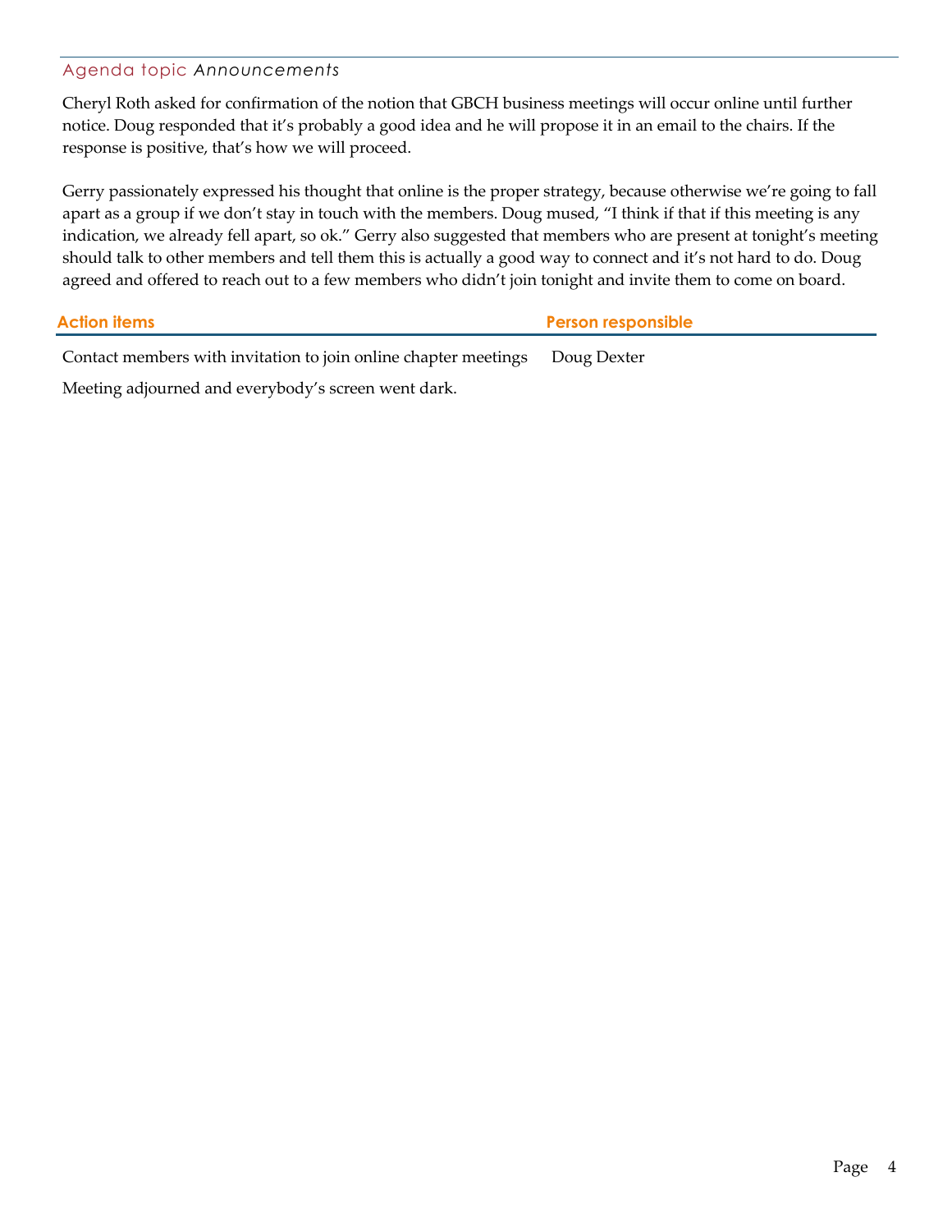## Agenda topic *Announcements*

Cheryl Roth asked for confirmation of the notion that GBCH business meetings will occur online until further notice. Doug responded that it's probably a good idea and he will propose it in an email to the chairs. If the response is positive, that's how we will proceed.

Gerry passionately expressed his thought that online is the proper strategy, because otherwise we're going to fall apart as a group if we don't stay in touch with the members. Doug mused, "I think if that if this meeting is any indication, we already fell apart, so ok." Gerry also suggested that members who are present at tonight's meeting should talk to other members and tell them this is actually a good way to connect and it's not hard to do. Doug agreed and offered to reach out to a few members who didn't join tonight and invite them to come on board.

| Action items | Person responsible |
|---|---|
| Contact members with invitation to join online chapter meetings | Doug Dexter |

Meeting adjourned and everybody's screen went dark.